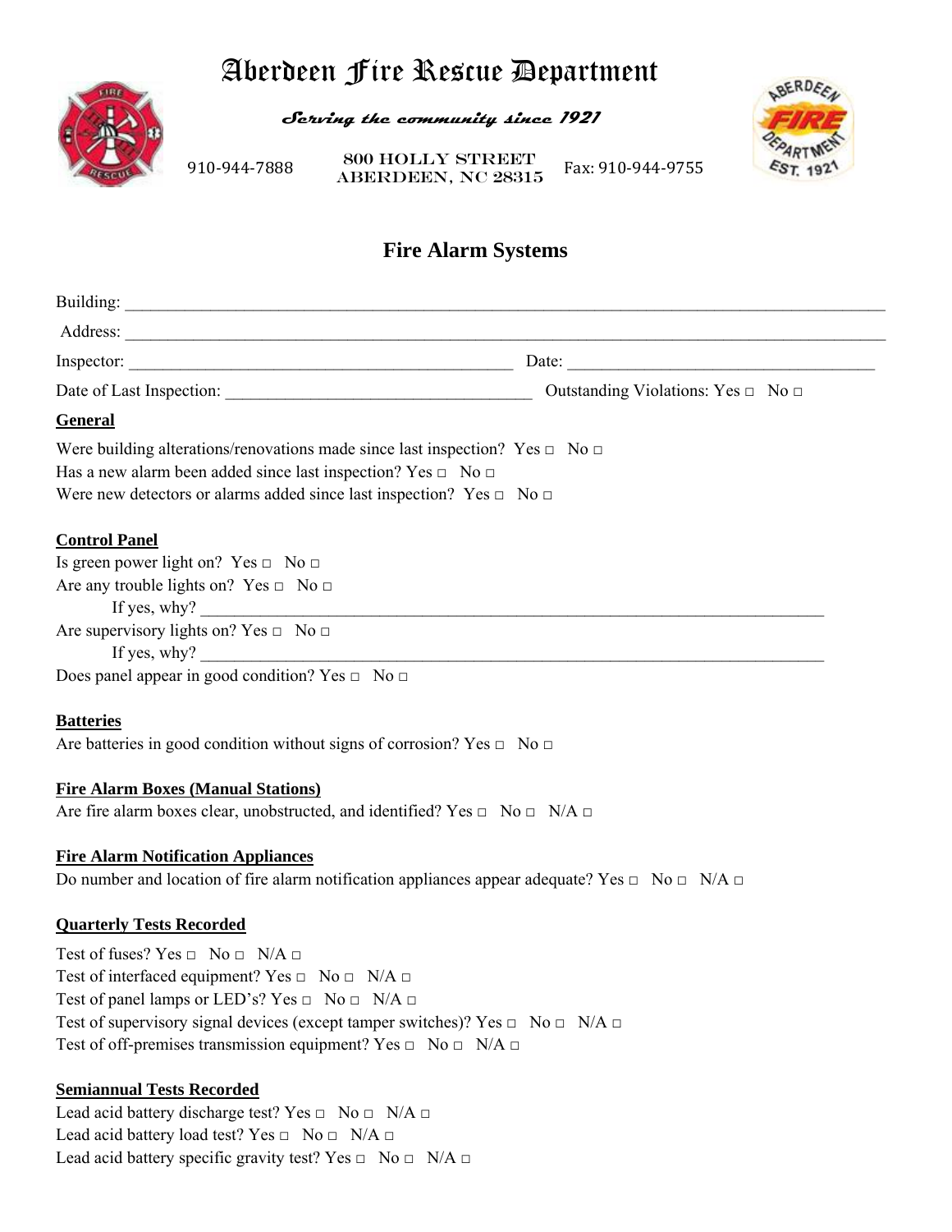# Aberdeen Fire Rescue Department

*Serving the community since 1921*

910-944-7888 | 800 HOLLY STREET ABERDEEN, NC 28315 | Fax: 910-944-9755

## Fire Alarm Systems

Building: ___________________________________________

Address: ___________________________________________

Inspector: _______________________ Date: _______________________

Date of Last Inspection: _______________________ Outstanding Violations: Yes □ No □

**General**

Were building alterations/renovations made since last inspection? Yes □ No □

Has a new alarm been added since last inspection? Yes □ No □

Were new detectors or alarms added since last inspection? Yes □ No □

**Control Panel**

Is green power light on? Yes □ No □

Are any trouble lights on? Yes □ No □

If yes, why? ___________________________________________

Are supervisory lights on? Yes □ No □

If yes, why? ___________________________________________

Does panel appear in good condition? Yes □ No □

**Batteries**

Are batteries in good condition without signs of corrosion? Yes □ No □

**Fire Alarm Boxes (Manual Stations)**

Are fire alarm boxes clear, unobstructed, and identified? Yes □ No □ N/A □

**Fire Alarm Notification Appliances**

Do number and location of fire alarm notification appliances appear adequate? Yes □ No □ N/A □

**Quarterly Tests Recorded**

Test of fuses? Yes □ No □ N/A □

Test of interfaced equipment? Yes □ No □ N/A □

Test of panel lamps or LED's? Yes □ No □ N/A □

Test of supervisory signal devices (except tamper switches)? Yes □ No □ N/A □

Test of off-premises transmission equipment? Yes □ No □ N/A □

**Semiannual Tests Recorded**

Lead acid battery discharge test? Yes □ No □ N/A □

Lead acid battery load test? Yes □ No □ N/A □

Lead acid battery specific gravity test? Yes □ No □ N/A □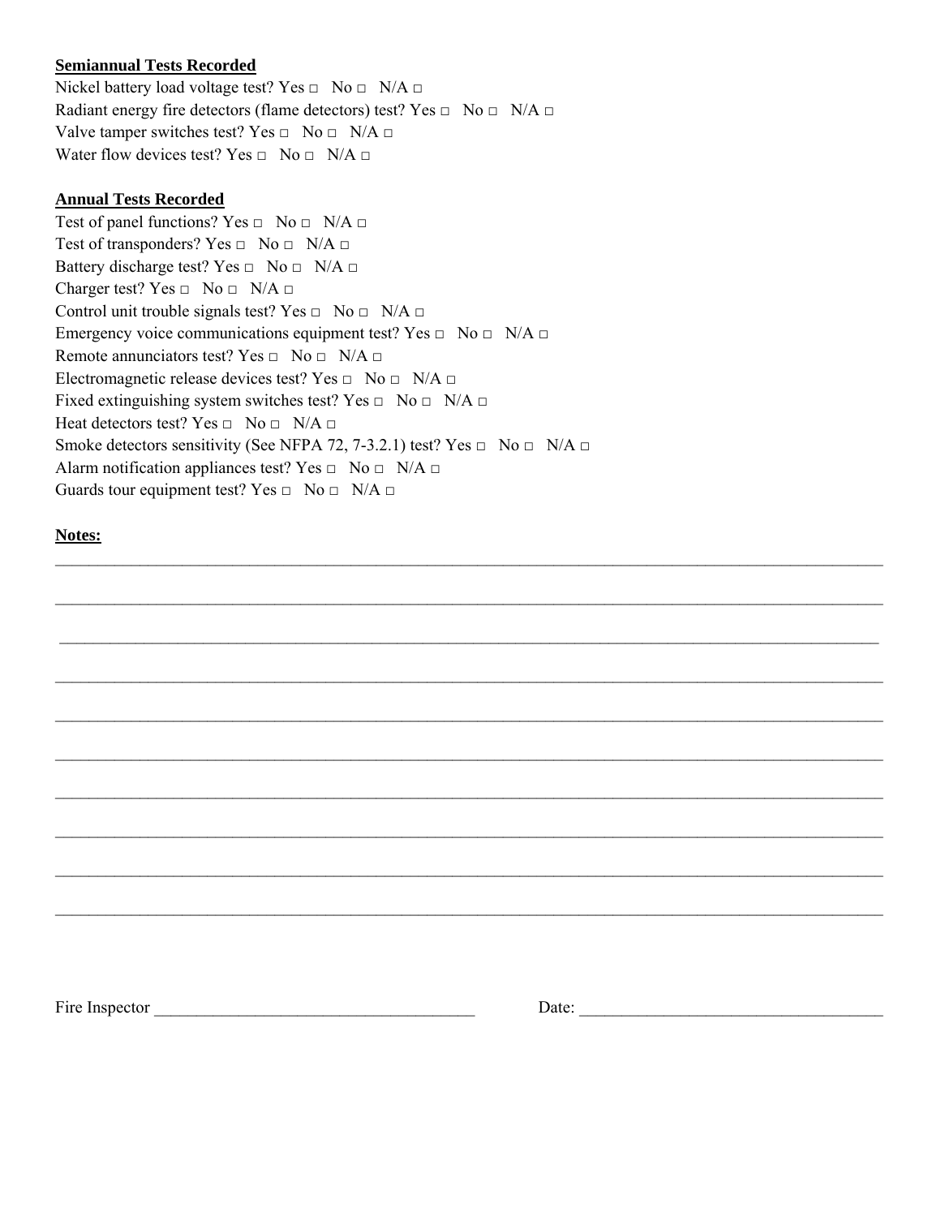**Semiannual Tests Recorded**

Nickel battery load voltage test? Yes □ No □ N/A □

Radiant energy fire detectors (flame detectors) test? Yes □ No □ N/A □

Valve tamper switches test? Yes □ No □ N/A □

Water flow devices test? Yes □ No □ N/A □

**Annual Tests Recorded**

Test of panel functions? Yes □ No □ N/A □

Test of transponders? Yes □ No □ N/A □

Battery discharge test? Yes □ No □ N/A □

Charger test? Yes □ No □ N/A □

Control unit trouble signals test? Yes □ No □ N/A □

Emergency voice communications equipment test? Yes □ No □ N/A □

Remote annunciators test? Yes □ No □ N/A □

Electromagnetic release devices test? Yes □ No □ N/A □

Fixed extinguishing system switches test? Yes □ No □ N/A □

Heat detectors test? Yes □ No □ N/A □

Smoke detectors sensitivity (See NFPA 72, 7-3.2.1) test? Yes □ No □ N/A □

Alarm notification appliances test? Yes □ No □ N/A □

Guards tour equipment test? Yes □ No □ N/A □

**Notes:**

______________________________________________________________________________

______________________________________________________________________________

______________________________________________________________________________

______________________________________________________________________________

______________________________________________________________________________

______________________________________________________________________________

______________________________________________________________________________

______________________________________________________________________________

______________________________________________________________________________

______________________________________________________________________________

Fire Inspector ______________________________ Date: ____________________________